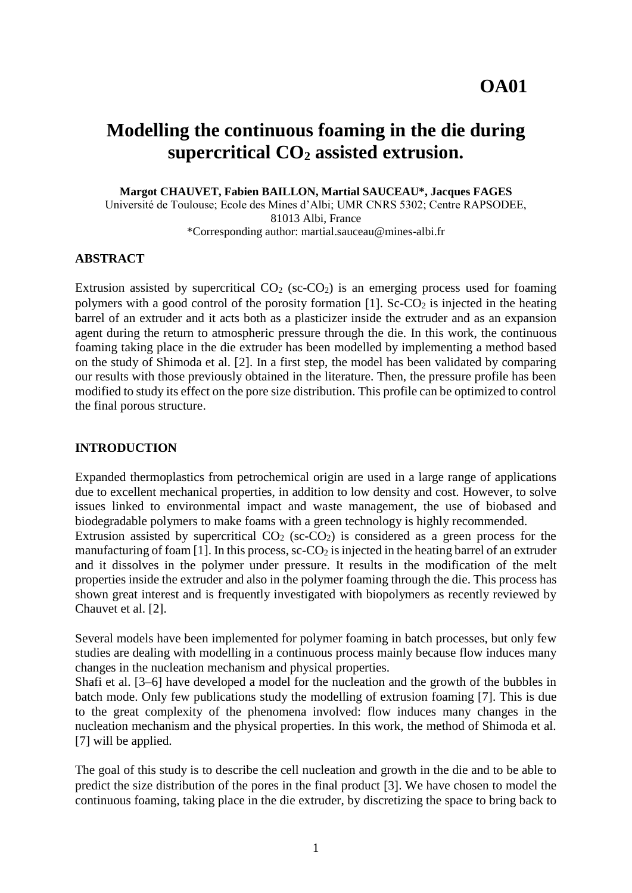**OA01**

# Modelling the continuous foaming in the die during supercritical $CO_2$ assisted extrusion.

**Margot CHAUVET, Fabien BAILLON, Martial SAUCEAU\*, Jacques FAGES**

Université de Toulouse; Ecole des Mines d'Albi; UMR CNRS 5302; Centre RAPSODEE, 81013 Albi, France

\*Corresponding author: martial.sauceau@mines-albi.fr

## ABSTRACT

Extrusion assisted by supercritical $CO_2$ (sc-$CO_2$) is an emerging process used for foaming polymers with a good control of the porosity formation [1]. Sc-$CO_2$ is injected in the heating barrel of an extruder and it acts both as a plasticizer inside the extruder and as an expansion agent during the return to atmospheric pressure through the die. In this work, the continuous foaming taking place in the die extruder has been modelled by implementing a method based on the study of Shimoda et al. [2]. In a first step, the model has been validated by comparing our results with those previously obtained in the literature. Then, the pressure profile has been modified to study its effect on the pore size distribution. This profile can be optimized to control the final porous structure.

## INTRODUCTION

Expanded thermoplastics from petrochemical origin are used in a large range of applications due to excellent mechanical properties, in addition to low density and cost. However, to solve issues linked to environmental impact and waste management, the use of biobased and biodegradable polymers to make foams with a green technology is highly recommended.
Extrusion assisted by supercritical $CO_2$ (sc-$CO_2$) is considered as a green process for the manufacturing of foam [1]. In this process, sc-$CO_2$ is injected in the heating barrel of an extruder and it dissolves in the polymer under pressure. It results in the modification of the melt properties inside the extruder and also in the polymer foaming through the die. This process has shown great interest and is frequently investigated with biopolymers as recently reviewed by Chauvet et al. [2].

Several models have been implemented for polymer foaming in batch processes, but only few studies are dealing with modelling in a continuous process mainly because flow induces many changes in the nucleation mechanism and physical properties.
Shafi et al. [3–6] have developed a model for the nucleation and the growth of the bubbles in batch mode. Only few publications study the modelling of extrusion foaming [7]. This is due to the great complexity of the phenomena involved: flow induces many changes in the nucleation mechanism and the physical properties. In this work, the method of Shimoda et al. [7] will be applied.

The goal of this study is to describe the cell nucleation and growth in the die and to be able to predict the size distribution of the pores in the final product [3]. We have chosen to model the continuous foaming, taking place in the die extruder, by discretizing the space to bring back to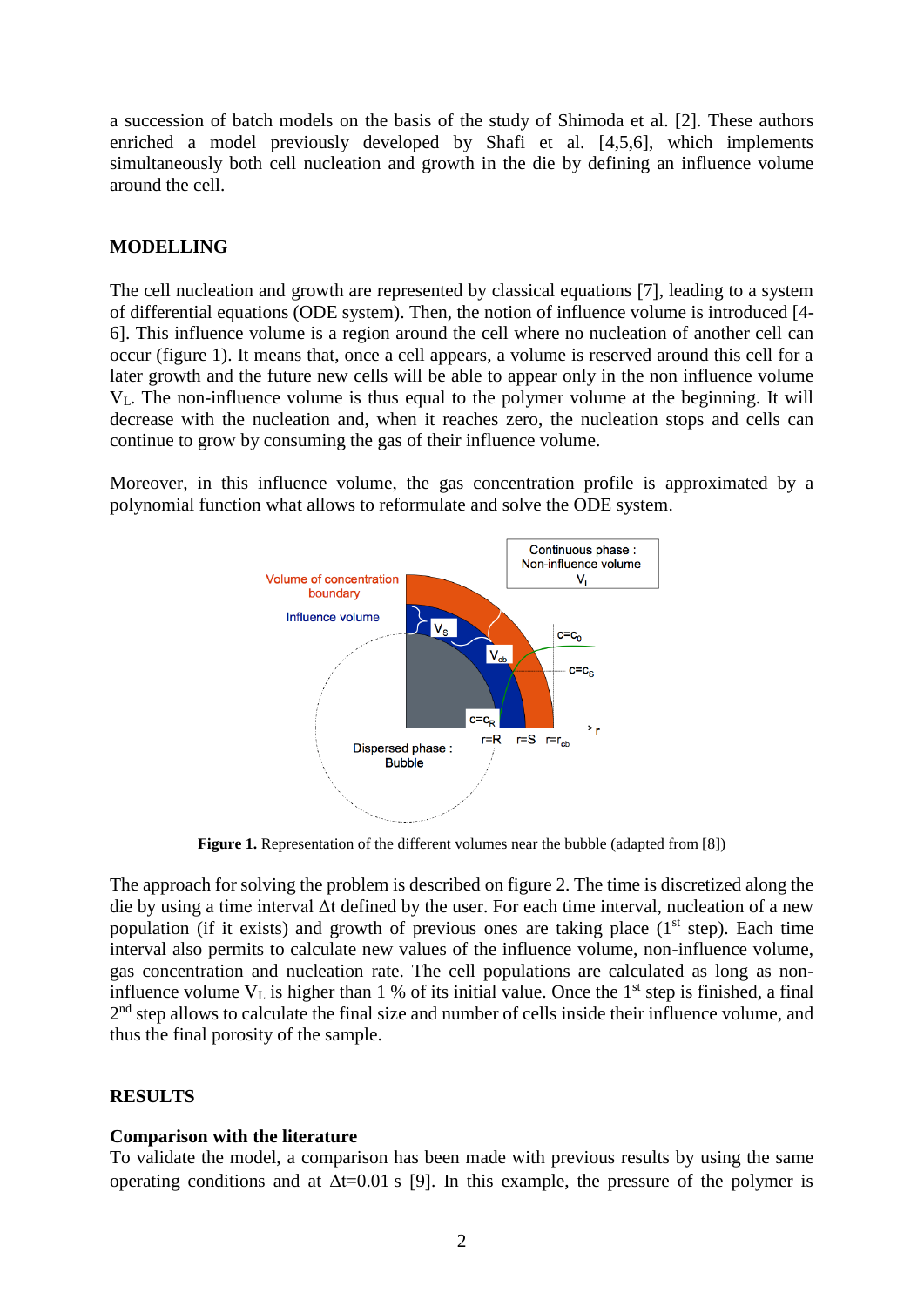a succession of batch models on the basis of the study of Shimoda et al. [2]. These authors enriched a model previously developed by Shafi et al. [4,5,6], which implements simultaneously both cell nucleation and growth in the die by defining an influence volume around the cell.

## MODELLING

The cell nucleation and growth are represented by classical equations [7], leading to a system of differential equations (ODE system). Then, the notion of influence volume is introduced [4-6]. This influence volume is a region around the cell where no nucleation of another cell can occur (figure 1). It means that, once a cell appears, a volume is reserved around this cell for a later growth and the future new cells will be able to appear only in the non influence volume $V_L$. The non-influence volume is thus equal to the polymer volume at the beginning. It will decrease with the nucleation and, when it reaches zero, the nucleation stops and cells can continue to grow by consuming the gas of their influence volume.

Moreover, in this influence volume, the gas concentration profile is approximated by a polynomial function what allows to reformulate and solve the ODE system.

Continuous phase : Non-influence volume $V_L$

Volume of concentration boundary

Influence volume

$V_S$

$V_{cb}$

$c=c_0$

$c=c_S$

$c=c_R$

r

r=R r=S r=$r_{cb}$

Dispersed phase : Bubble

**Figure 1.** Representation of the different volumes near the bubble (adapted from [8])

The approach for solving the problem is described on figure 2. The time is discretized along the die by using a time interval $\Delta t$ defined by the user. For each time interval, nucleation of a new population (if it exists) and growth of previous ones are taking place (1st step). Each time interval also permits to calculate new values of the influence volume, non-influence volume, gas concentration and nucleation rate. The cell populations are calculated as long as non-influence volume $V_L$ is higher than 1 % of its initial value. Once the 1st step is finished, a final 2nd step allows to calculate the final size and number of cells inside their influence volume, and thus the final porosity of the sample.

## RESULTS

### Comparison with the literature

To validate the model, a comparison has been made with previous results by using the same operating conditions and at $\Delta t=0.01$ s [9]. In this example, the pressure of the polymer is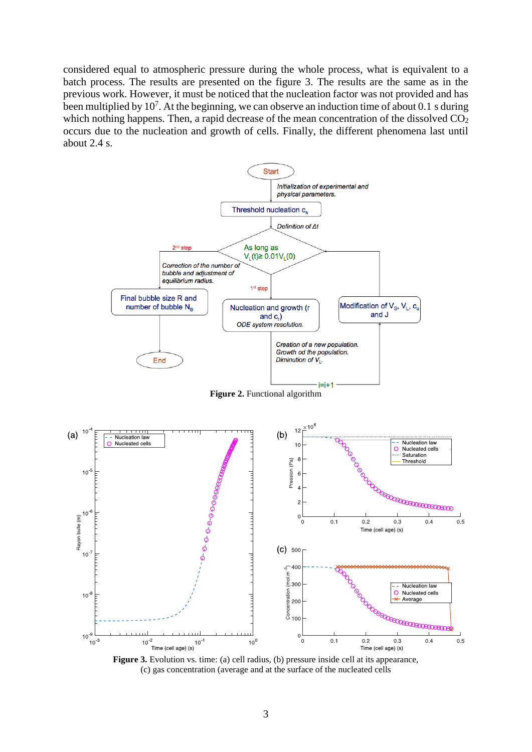considered equal to atmospheric pressure during the whole process, what is equivalent to a batch process. The results are presented on the figure 3. The results are the same as in the previous work. However, it must be noticed that the nucleation factor was not provided and has been multiplied by $10^7$. At the beginning, we can observe an induction time of about 0.1 s during which nothing happens. Then, a rapid decrease of the mean concentration of the dissolved $CO_2$ occurs due to the nucleation and growth of cells. Finally, the different phenomena last until about 2.4 s.

**Figure 2.** Functional algorithm

**Figure 3.** Evolution vs. time: (a) cell radius, (b) pressure inside cell at its appearance, (c) gas concentration (average and at the surface of the nucleated cells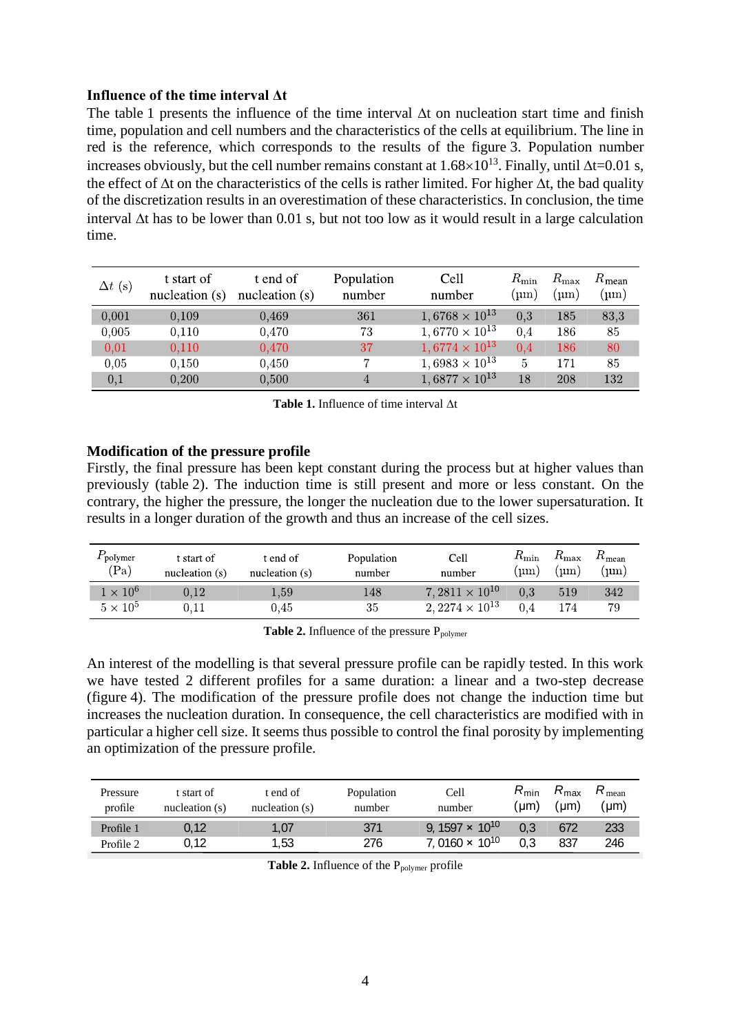### Influence of the time interval Δt

The table 1 presents the influence of the time interval Δt on nucleation start time and finish time, population and cell numbers and the characteristics of the cells at equilibrium. The line in red is the reference, which corresponds to the results of the figure 3. Population number increases obviously, but the cell number remains constant at $1.68 \times 10^{13}$. Finally, until Δt=0.01 s, the effect of Δt on the characteristics of the cells is rather limited. For higher Δt, the bad quality of the discretization results in an overestimation of these characteristics. In conclusion, the time interval Δt has to be lower than 0.01 s, but not too low as it would result in a large calculation time.

| $\Delta t$ (s) | t start of nucleation (s) | t end of nucleation (s) | Population number | Cell number | $R_{\min}$ (µm) | $R_{\max}$ (µm) | $R_{\text{mean}}$ (µm) |
|---|---|---|---|---|---|---|---|
| 0,001 | 0,109 | 0,469 | 361 | $1,6768 \times 10^{13}$ | 0,3 | 185 | 83,3 |
| 0,005 | 0,110 | 0,470 | 73 | $1,6770 \times 10^{13}$ | 0,4 | 186 | 85 |
| 0,01 | 0,110 | 0,470 | 37 | $1,6774 \times 10^{13}$ | 0,4 | 186 | 80 |
| 0,05 | 0,150 | 0,450 | 7 | $1,6983 \times 10^{13}$ | 5 | 171 | 85 |
| 0,1 | 0,200 | 0,500 | 4 | $1,6877 \times 10^{13}$ | 18 | 208 | 132 |

**Table 1.** Influence of time interval Δt

### Modification of the pressure profile

Firstly, the final pressure has been kept constant during the process but at higher values than previously (table 2). The induction time is still present and more or less constant. On the contrary, the higher the pressure, the longer the nucleation due to the lower supersaturation. It results in a longer duration of the growth and thus an increase of the cell sizes.

| $P_{\text{polymer}}$ (Pa) | t start of nucleation (s) | t end of nucleation (s) | Population number | Cell number | $R_{\min}$ (µm) | $R_{\max}$ (µm) | $R_{\text{mean}}$ (µm) |
|---|---|---|---|---|---|---|---|
| $1 \times 10^{6}$ | 0,12 | 1,59 | 148 | $7,2811 \times 10^{10}$ | 0,3 | 519 | 342 |
| $5 \times 10^{5}$ | 0,11 | 0,45 | 35 | $2,2274 \times 10^{13}$ | 0,4 | 174 | 79 |

**Table 2.** Influence of the pressure $P_{\text{polymer}}$

An interest of the modelling is that several pressure profile can be rapidly tested. In this work we have tested 2 different profiles for a same duration: a linear and a two-step decrease (figure 4). The modification of the pressure profile does not change the induction time but increases the nucleation duration. In consequence, the cell characteristics are modified with in particular a higher cell size. It seems thus possible to control the final porosity by implementing an optimization of the pressure profile.

| Pressure profile | t start of nucleation (s) | t end of nucleation (s) | Population number | Cell number | $R_{\min}$ (µm) | $R_{\max}$ (µm) | $R_{\text{mean}}$ (µm) |
|---|---|---|---|---|---|---|---|
| Profile 1 | 0,12 | 1,07 | 371 | $9,1597 \times 10^{10}$ | 0,3 | 672 | 233 |
| Profile 2 | 0,12 | 1,53 | 276 | $7,0160 \times 10^{10}$ | 0,3 | 837 | 246 |

**Table 2.** Influence of the $P_{\text{polymer}}$ profile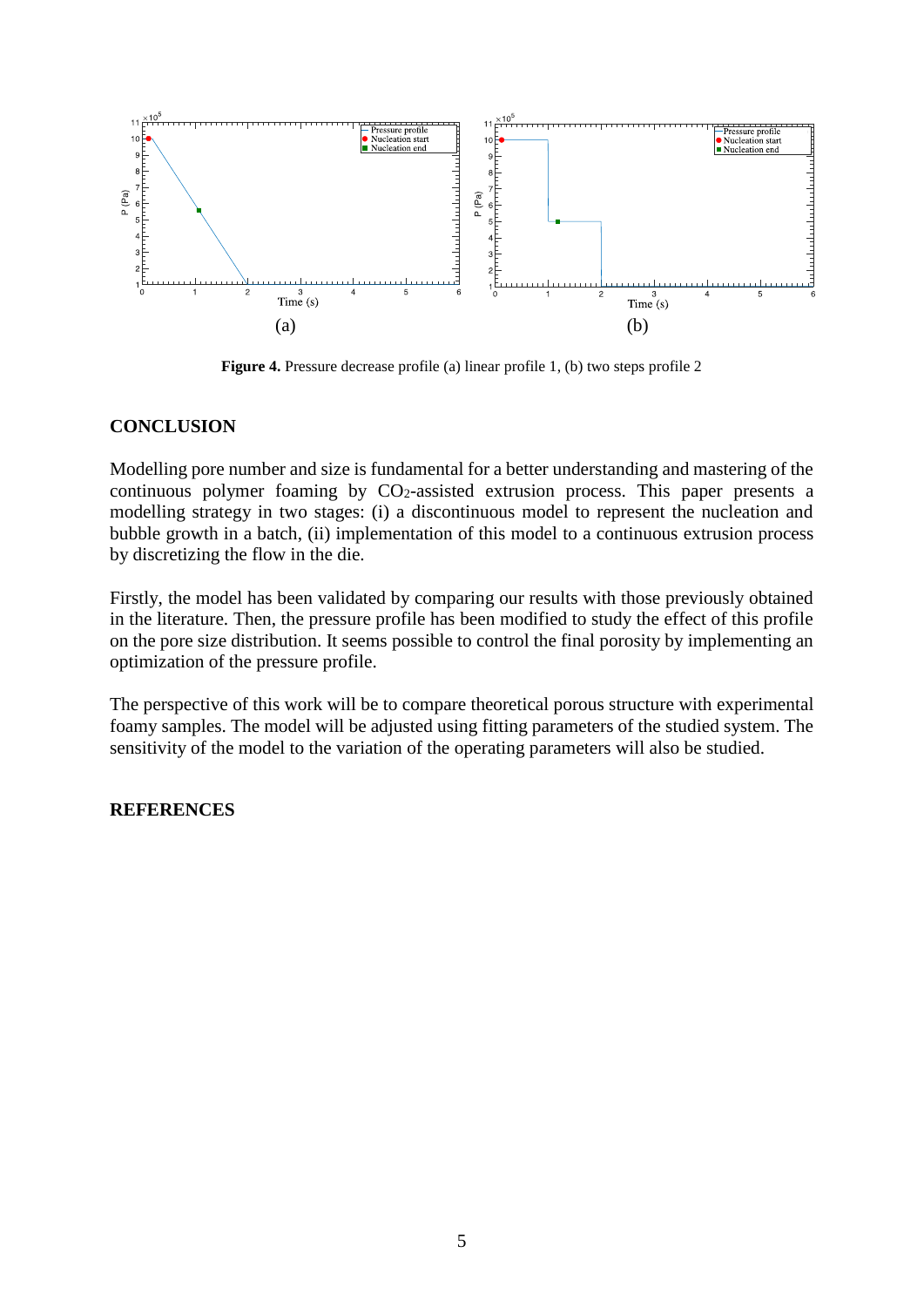$\times 10^5$

P (Pa)

Time (s)

Pressure profile
Nucleation start
Nucleation end

(a)

$\times 10^5$

P (Pa)

Time (s)

Pressure profile
Nucleation start
Nucleation end

(b)

**Figure 4.** Pressure decrease profile (a) linear profile 1, (b) two steps profile 2

## CONCLUSION

Modelling pore number and size is fundamental for a better understanding and mastering of the continuous polymer foaming by $CO_2$-assisted extrusion process. This paper presents a modelling strategy in two stages: (i) a discontinuous model to represent the nucleation and bubble growth in a batch, (ii) implementation of this model to a continuous extrusion process by discretizing the flow in the die.

Firstly, the model has been validated by comparing our results with those previously obtained in the literature. Then, the pressure profile has been modified to study the effect of this profile on the pore size distribution. It seems possible to control the final porosity by implementing an optimization of the pressure profile.

The perspective of this work will be to compare theoretical porous structure with experimental foamy samples. The model will be adjusted using fitting parameters of the studied system. The sensitivity of the model to the variation of the operating parameters will also be studied.

## REFERENCES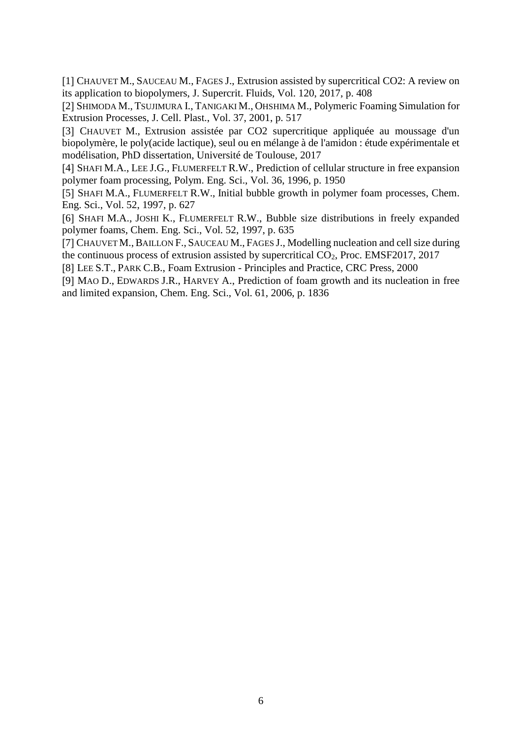[1] CHAUVET M., SAUCEAU M., FAGES J., Extrusion assisted by supercritical CO2: A review on its application to biopolymers, J. Supercrit. Fluids, Vol. 120, 2017, p. 408

[2] SHIMODA M., TSUJIMURA I., TANIGAKI M., OHSHIMA M., Polymeric Foaming Simulation for Extrusion Processes, J. Cell. Plast., Vol. 37, 2001, p. 517

[3] CHAUVET M., Extrusion assistée par CO2 supercritique appliquée au moussage d'un biopolymère, le poly(acide lactique), seul ou en mélange à de l'amidon : étude expérimentale et modélisation, PhD dissertation, Université de Toulouse, 2017

[4] SHAFI M.A., LEE J.G., FLUMERFELT R.W., Prediction of cellular structure in free expansion polymer foam processing, Polym. Eng. Sci., Vol. 36, 1996, p. 1950

[5] SHAFI M.A., FLUMERFELT R.W., Initial bubble growth in polymer foam processes, Chem. Eng. Sci., Vol. 52, 1997, p. 627

[6] SHAFI M.A., JOSHI K., FLUMERFELT R.W., Bubble size distributions in freely expanded polymer foams, Chem. Eng. Sci., Vol. 52, 1997, p. 635

[7] CHAUVET M., BAILLON F., SAUCEAU M., FAGES J., Modelling nucleation and cell size during the continuous process of extrusion assisted by supercritical $CO_2$, Proc. EMSF2017, 2017

[8] LEE S.T., PARK C.B., Foam Extrusion - Principles and Practice, CRC Press, 2000

[9] MAO D., EDWARDS J.R., HARVEY A., Prediction of foam growth and its nucleation in free and limited expansion, Chem. Eng. Sci., Vol. 61, 2006, p. 1836